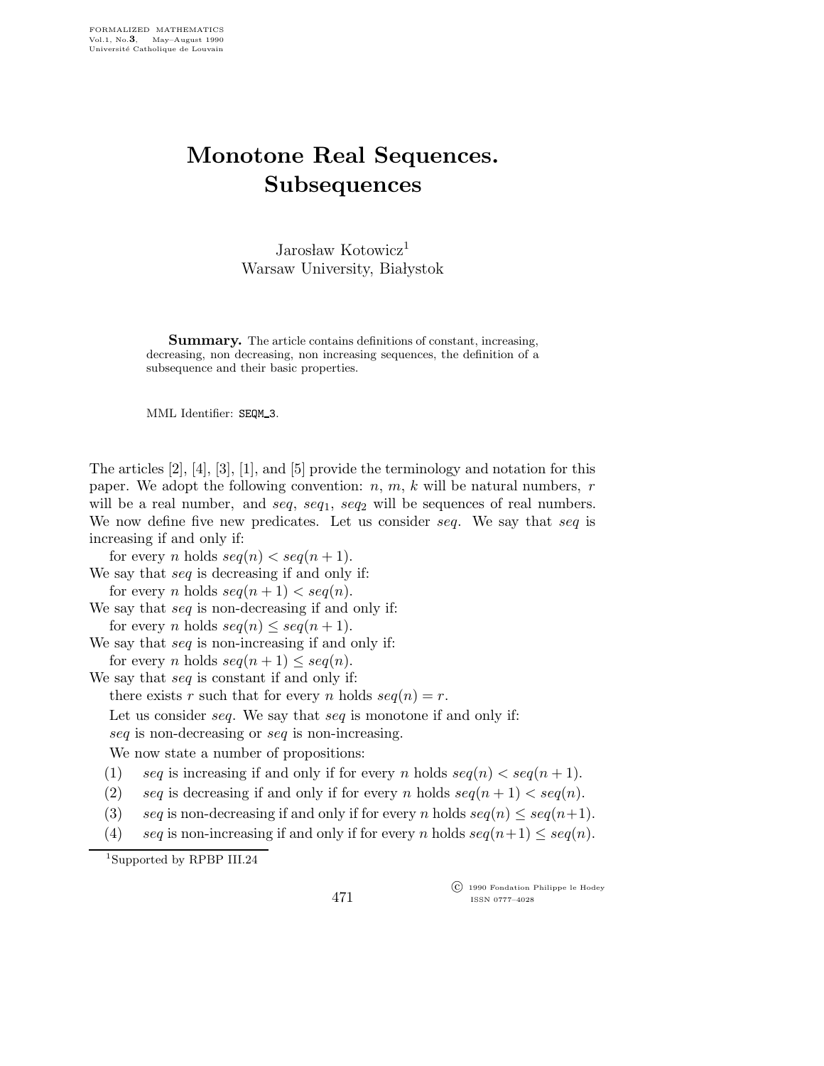# Monotone Real Sequences. Subsequences

Jarosław Kotowicz[1]
Warsaw University, Białystok

**Summary.** The article contains definitions of constant, increasing, decreasing, non decreasing, non increasing sequences, the definition of a subsequence and their basic properties.

MML Identifier: SEQM_3.

The articles [2], [4], [3], [1], and [5] provide the terminology and notation for this paper. We adopt the following convention: $n$, $m$, $k$ will be natural numbers, $r$ will be a real number, and $seq$, $seq_1$, $seq_2$ will be sequences of real numbers. We now define five new predicates. Let us consider $seq$. We say that $seq$ is increasing if and only if:

for every $n$ holds $seq(n) < seq(n+1)$.

We say that $seq$ is decreasing if and only if:

for every $n$ holds $seq(n+1) < seq(n)$.

We say that $seq$ is non-decreasing if and only if:

for every $n$ holds $seq(n) \leq seq(n+1)$.

We say that $seq$ is non-increasing if and only if:

for every $n$ holds $seq(n+1) \leq seq(n)$.

We say that $seq$ is constant if and only if:

there exists $r$ such that for every $n$ holds $seq(n) = r$.

Let us consider $seq$. We say that $seq$ is monotone if and only if:

$seq$ is non-decreasing or $seq$ is non-increasing.

We now state a number of propositions:

(1) $seq$ is increasing if and only if for every $n$ holds $seq(n) < seq(n+1)$.

(2) $seq$ is decreasing if and only if for every $n$ holds $seq(n+1) < seq(n)$.

(3) $seq$ is non-decreasing if and only if for every $n$ holds $seq(n) \leq seq(n+1)$.

(4) $seq$ is non-increasing if and only if for every $n$ holds $seq(n+1) \leq seq(n)$.

[1]Supported by RPBP III.24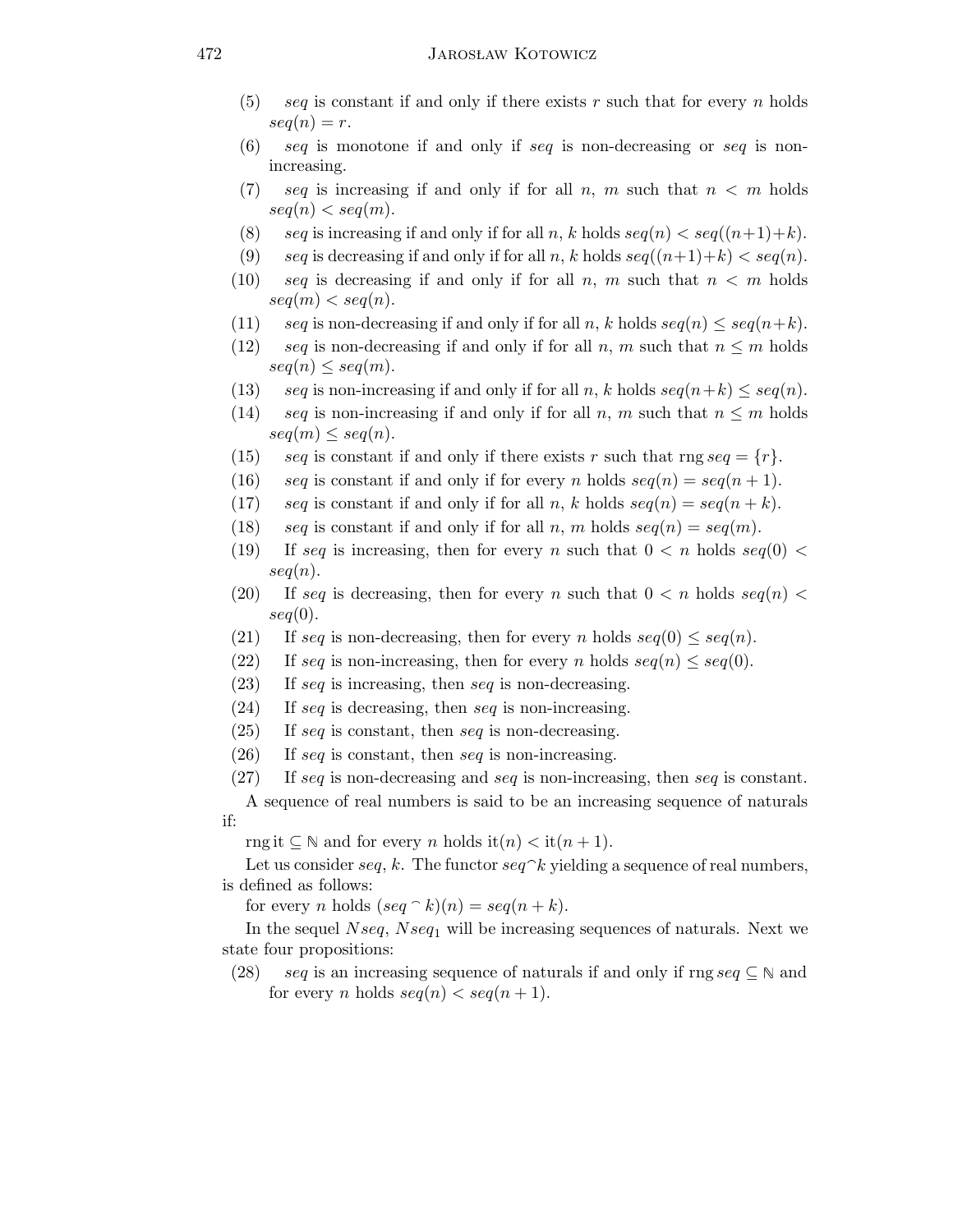(5) *seq* is constant if and only if there exists $r$ such that for every $n$ holds $seq(n) = r$.

(6) *seq* is monotone if and only if *seq* is non-decreasing or *seq* is non-increasing.

(7) *seq* is increasing if and only if for all $n$, $m$ such that $n < m$ holds $seq(n) < seq(m)$.

(8) *seq* is increasing if and only if for all $n$, $k$ holds $seq(n) < seq((n+1)+k)$.

(9) *seq* is decreasing if and only if for all $n$, $k$ holds $seq((n+1)+k) < seq(n)$.

(10) *seq* is decreasing if and only if for all $n$, $m$ such that $n < m$ holds $seq(m) < seq(n)$.

(11) *seq* is non-decreasing if and only if for all $n$, $k$ holds $seq(n) \leq seq(n+k)$.

(12) *seq* is non-decreasing if and only if for all $n$, $m$ such that $n \leq m$ holds $seq(n) \leq seq(m)$.

(13) *seq* is non-increasing if and only if for all $n$, $k$ holds $seq(n+k) \leq seq(n)$.

(14) *seq* is non-increasing if and only if for all $n$, $m$ such that $n \leq m$ holds $seq(m) \leq seq(n)$.

(15) *seq* is constant if and only if there exists $r$ such that $\operatorname{rng} seq = \{r\}$.

(16) *seq* is constant if and only if for every $n$ holds $seq(n) = seq(n + 1)$.

(17) *seq* is constant if and only if for all $n$, $k$ holds $seq(n) = seq(n + k)$.

(18) *seq* is constant if and only if for all $n$, $m$ holds $seq(n) = seq(m)$.

(19) If *seq* is increasing, then for every $n$ such that $0 < n$ holds $seq(0) < seq(n)$.

(20) If *seq* is decreasing, then for every $n$ such that $0 < n$ holds $seq(n) < seq(0)$.

(21) If *seq* is non-decreasing, then for every $n$ holds $seq(0) \leq seq(n)$.

(22) If *seq* is non-increasing, then for every $n$ holds $seq(n) \leq seq(0)$.

(23) If *seq* is increasing, then *seq* is non-decreasing.

(24) If *seq* is decreasing, then *seq* is non-increasing.

(25) If *seq* is constant, then *seq* is non-decreasing.

(26) If *seq* is constant, then *seq* is non-increasing.

(27) If *seq* is non-decreasing and *seq* is non-increasing, then *seq* is constant.

A sequence of real numbers is said to be an increasing sequence of naturals if:

$\operatorname{rng} \mathrm{it} \subseteq \mathbb{N}$ and for every $n$ holds $\mathrm{it}(n) < \mathrm{it}(n + 1)$.

Let us consider *seq*, $k$. The functor $seq \frown k$ yielding a sequence of real numbers, is defined as follows:

for every $n$ holds $(seq \frown k)(n) = seq(n + k)$.

In the sequel $Nseq$, $Nseq_1$ will be increasing sequences of naturals. Next we state four propositions:

(28) *seq* is an increasing sequence of naturals if and only if $\operatorname{rng} seq \subseteq \mathbb{N}$ and for every $n$ holds $seq(n) < seq(n + 1)$.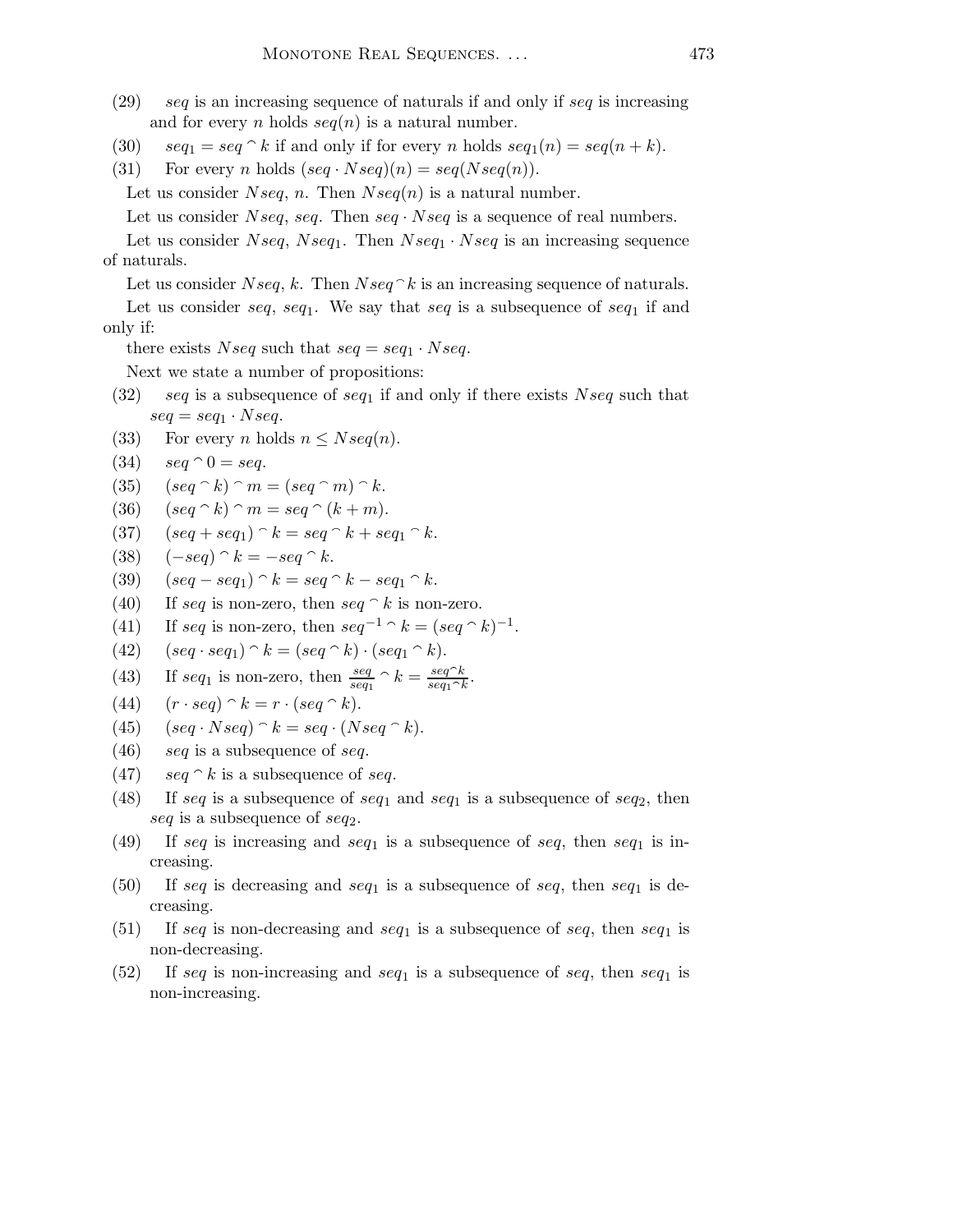(29) *seq* is an increasing sequence of naturals if and only if *seq* is increasing and for every $n$ holds $seq(n)$ is a natural number.

(30) $seq_1 = seq \smallfrown k$ if and only if for every $n$ holds $seq_1(n) = seq(n + k)$.

(31) For every $n$ holds $(seq \cdot Nseq)(n) = seq(Nseq(n))$.

Let us consider $Nseq$, $n$. Then $Nseq(n)$ is a natural number.

Let us consider $Nseq$, $seq$. Then $seq \cdot Nseq$ is a sequence of real numbers.

Let us consider $Nseq$, $Nseq_1$. Then $Nseq_1 \cdot Nseq$ is an increasing sequence of naturals.

Let us consider $Nseq$, $k$. Then $Nseq \smallfrown k$ is an increasing sequence of naturals.

Let us consider $seq$, $seq_1$. We say that $seq$ is a subsequence of $seq_1$ if and only if:

there exists $Nseq$ such that $seq = seq_1 \cdot Nseq$.

Next we state a number of propositions:

(32) $seq$ is a subsequence of $seq_1$ if and only if there exists $Nseq$ such that $seq = seq_1 \cdot Nseq$.

(33) For every $n$ holds $n \leq Nseq(n)$.

(34) $seq \smallfrown 0 = seq$.

(35) $(seq \smallfrown k) \smallfrown m = (seq \smallfrown m) \smallfrown k$.

(36) $(seq \smallfrown k) \smallfrown m = seq \smallfrown (k + m)$.

(37) $(seq + seq_1) \smallfrown k = seq \smallfrown k + seq_1 \smallfrown k$.

(38) $(-seq) \smallfrown k = -seq \smallfrown k$.

(39) $(seq - seq_1) \smallfrown k = seq \smallfrown k - seq_1 \smallfrown k$.

(40) If $seq$ is non-zero, then $seq \smallfrown k$ is non-zero.

(41) If $seq$ is non-zero, then $seq^{-1} \smallfrown k = (seq \smallfrown k)^{-1}$.

(42) $(seq \cdot seq_1) \smallfrown k = (seq \smallfrown k) \cdot (seq_1 \smallfrown k)$.

(43) If $seq_1$ is non-zero, then $\frac{seq}{seq_1} \smallfrown k = \frac{seq \smallfrown k}{seq_1 \smallfrown k}$.

(44) $(r \cdot seq) \smallfrown k = r \cdot (seq \smallfrown k)$.

(45) $(seq \cdot Nseq) \smallfrown k = seq \cdot (Nseq \smallfrown k)$.

(46) $seq$ is a subsequence of $seq$.

(47) $seq \smallfrown k$ is a subsequence of $seq$.

(48) If $seq$ is a subsequence of $seq_1$ and $seq_1$ is a subsequence of $seq_2$, then $seq$ is a subsequence of $seq_2$.

(49) If $seq$ is increasing and $seq_1$ is a subsequence of $seq$, then $seq_1$ is increasing.

(50) If $seq$ is decreasing and $seq_1$ is a subsequence of $seq$, then $seq_1$ is decreasing.

(51) If $seq$ is non-decreasing and $seq_1$ is a subsequence of $seq$, then $seq_1$ is non-decreasing.

(52) If $seq$ is non-increasing and $seq_1$ is a subsequence of $seq$, then $seq_1$ is non-increasing.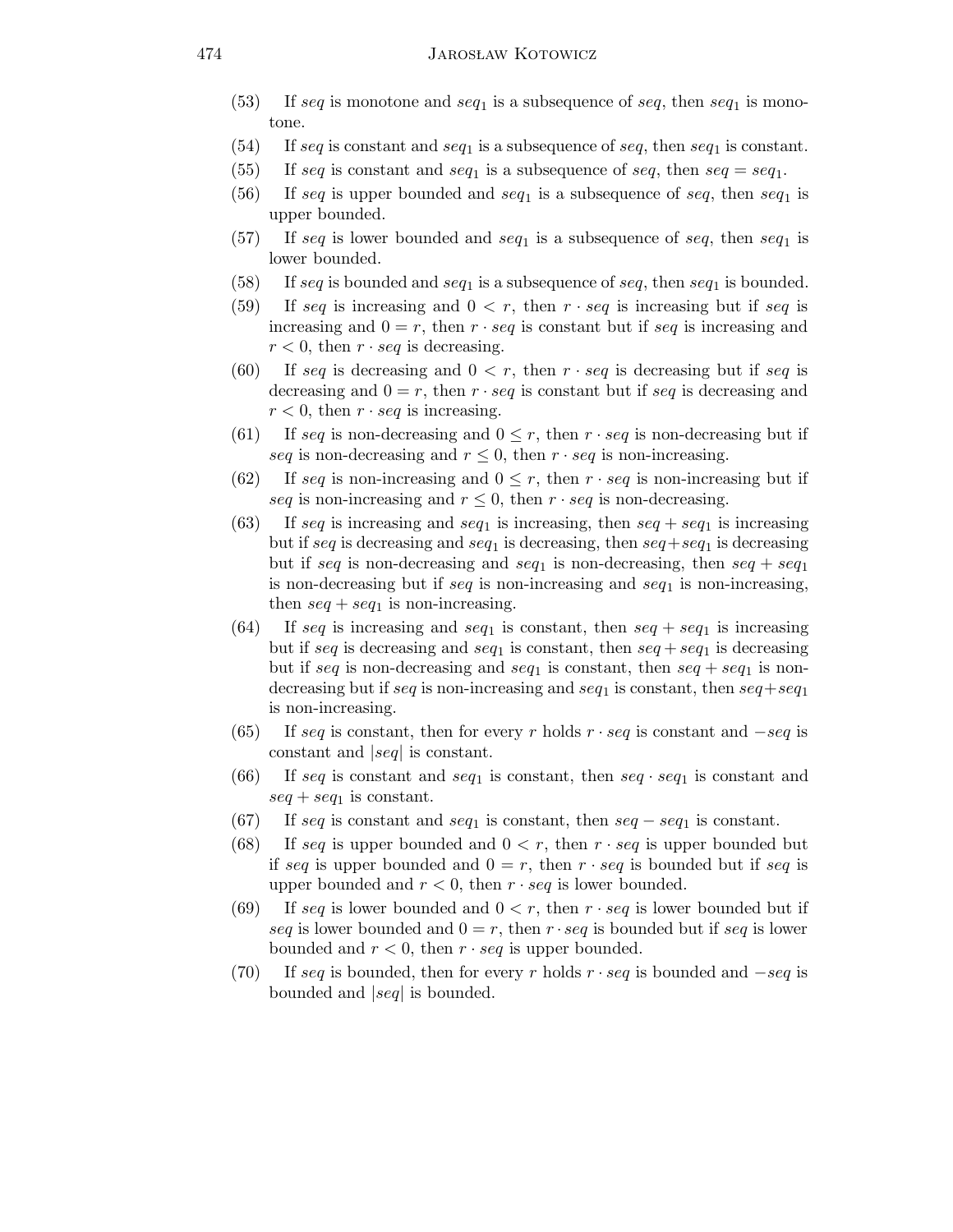(53) If $seq$ is monotone and $seq_1$ is a subsequence of $seq$, then $seq_1$ is monotone.

(54) If $seq$ is constant and $seq_1$ is a subsequence of $seq$, then $seq_1$ is constant.

(55) If $seq$ is constant and $seq_1$ is a subsequence of $seq$, then $seq = seq_1$.

(56) If $seq$ is upper bounded and $seq_1$ is a subsequence of $seq$, then $seq_1$ is upper bounded.

(57) If $seq$ is lower bounded and $seq_1$ is a subsequence of $seq$, then $seq_1$ is lower bounded.

(58) If $seq$ is bounded and $seq_1$ is a subsequence of $seq$, then $seq_1$ is bounded.

(59) If $seq$ is increasing and $0 < r$, then $r \cdot seq$ is increasing but if $seq$ is increasing and $0 = r$, then $r \cdot seq$ is constant but if $seq$ is increasing and $r < 0$, then $r \cdot seq$ is decreasing.

(60) If $seq$ is decreasing and $0 < r$, then $r \cdot seq$ is decreasing but if $seq$ is decreasing and $0 = r$, then $r \cdot seq$ is constant but if $seq$ is decreasing and $r < 0$, then $r \cdot seq$ is increasing.

(61) If $seq$ is non-decreasing and $0 \leq r$, then $r \cdot seq$ is non-decreasing but if $seq$ is non-decreasing and $r \leq 0$, then $r \cdot seq$ is non-increasing.

(62) If $seq$ is non-increasing and $0 \leq r$, then $r \cdot seq$ is non-increasing but if $seq$ is non-increasing and $r \leq 0$, then $r \cdot seq$ is non-decreasing.

(63) If $seq$ is increasing and $seq_1$ is increasing, then $seq + seq_1$ is increasing but if $seq$ is decreasing and $seq_1$ is decreasing, then $seq + seq_1$ is decreasing but if $seq$ is non-decreasing and $seq_1$ is non-decreasing, then $seq + seq_1$ is non-decreasing but if $seq$ is non-increasing and $seq_1$ is non-increasing, then $seq + seq_1$ is non-increasing.

(64) If $seq$ is increasing and $seq_1$ is constant, then $seq + seq_1$ is increasing but if $seq$ is decreasing and $seq_1$ is constant, then $seq + seq_1$ is decreasing but if $seq$ is non-decreasing and $seq_1$ is constant, then $seq + seq_1$ is non-decreasing but if $seq$ is non-increasing and $seq_1$ is constant, then $seq + seq_1$ is non-increasing.

(65) If $seq$ is constant, then for every $r$ holds $r \cdot seq$ is constant and $-seq$ is constant and $|seq|$ is constant.

(66) If $seq$ is constant and $seq_1$ is constant, then $seq \cdot seq_1$ is constant and $seq + seq_1$ is constant.

(67) If $seq$ is constant and $seq_1$ is constant, then $seq - seq_1$ is constant.

(68) If $seq$ is upper bounded and $0 < r$, then $r \cdot seq$ is upper bounded but if $seq$ is upper bounded and $0 = r$, then $r \cdot seq$ is bounded but if $seq$ is upper bounded and $r < 0$, then $r \cdot seq$ is lower bounded.

(69) If $seq$ is lower bounded and $0 < r$, then $r \cdot seq$ is lower bounded but if $seq$ is lower bounded and $0 = r$, then $r \cdot seq$ is bounded but if $seq$ is lower bounded and $r < 0$, then $r \cdot seq$ is upper bounded.

(70) If $seq$ is bounded, then for every $r$ holds $r \cdot seq$ is bounded and $-seq$ is bounded and $|seq|$ is bounded.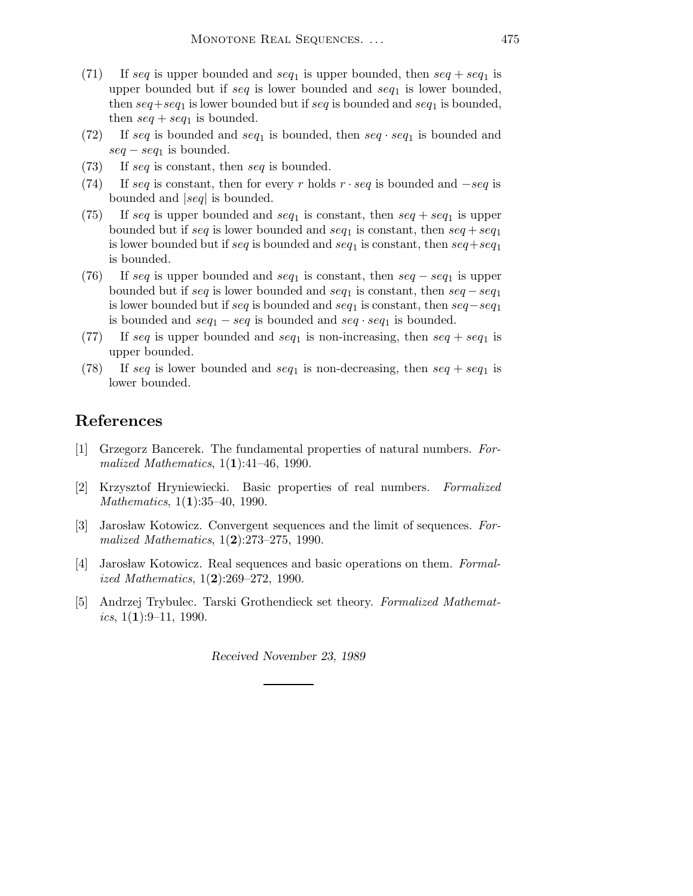(71) If *seq* is upper bounded and $seq_1$ is upper bounded, then $seq + seq_1$ is upper bounded but if *seq* is lower bounded and $seq_1$ is lower bounded, then $seq+seq_1$ is lower bounded but if *seq* is bounded and $seq_1$ is bounded, then $seq + seq_1$ is bounded.

(72) If *seq* is bounded and $seq_1$ is bounded, then $seq \cdot seq_1$ is bounded and $seq - seq_1$ is bounded.

(73) If *seq* is constant, then *seq* is bounded.

(74) If *seq* is constant, then for every $r$ holds $r \cdot seq$ is bounded and $-seq$ is bounded and $|seq|$ is bounded.

(75) If *seq* is upper bounded and $seq_1$ is constant, then $seq + seq_1$ is upper bounded but if *seq* is lower bounded and $seq_1$ is constant, then $seq + seq_1$ is lower bounded but if *seq* is bounded and $seq_1$ is constant, then $seq+seq_1$ is bounded.

(76) If *seq* is upper bounded and $seq_1$ is constant, then $seq - seq_1$ is upper bounded but if *seq* is lower bounded and $seq_1$ is constant, then $seq - seq_1$ is lower bounded but if *seq* is bounded and $seq_1$ is constant, then $seq-seq_1$ is bounded and $seq_1 - seq$ is bounded and $seq \cdot seq_1$ is bounded.

(77) If *seq* is upper bounded and $seq_1$ is non-increasing, then $seq + seq_1$ is upper bounded.

(78) If *seq* is lower bounded and $seq_1$ is non-decreasing, then $seq + seq_1$ is lower bounded.

## References

[1] Grzegorz Bancerek. The fundamental properties of natural numbers. *Formalized Mathematics*, 1(**1**):41–46, 1990.

[2] Krzysztof Hryniewiecki. Basic properties of real numbers. *Formalized Mathematics*, 1(**1**):35–40, 1990.

[3] Jarosław Kotowicz. Convergent sequences and the limit of sequences. *Formalized Mathematics*, 1(**2**):273–275, 1990.

[4] Jarosław Kotowicz. Real sequences and basic operations on them. *Formalized Mathematics*, 1(**2**):269–272, 1990.

[5] Andrzej Trybulec. Tarski Grothendieck set theory. *Formalized Mathematics*, 1(**1**):9–11, 1990.

*Received November 23, 1989*